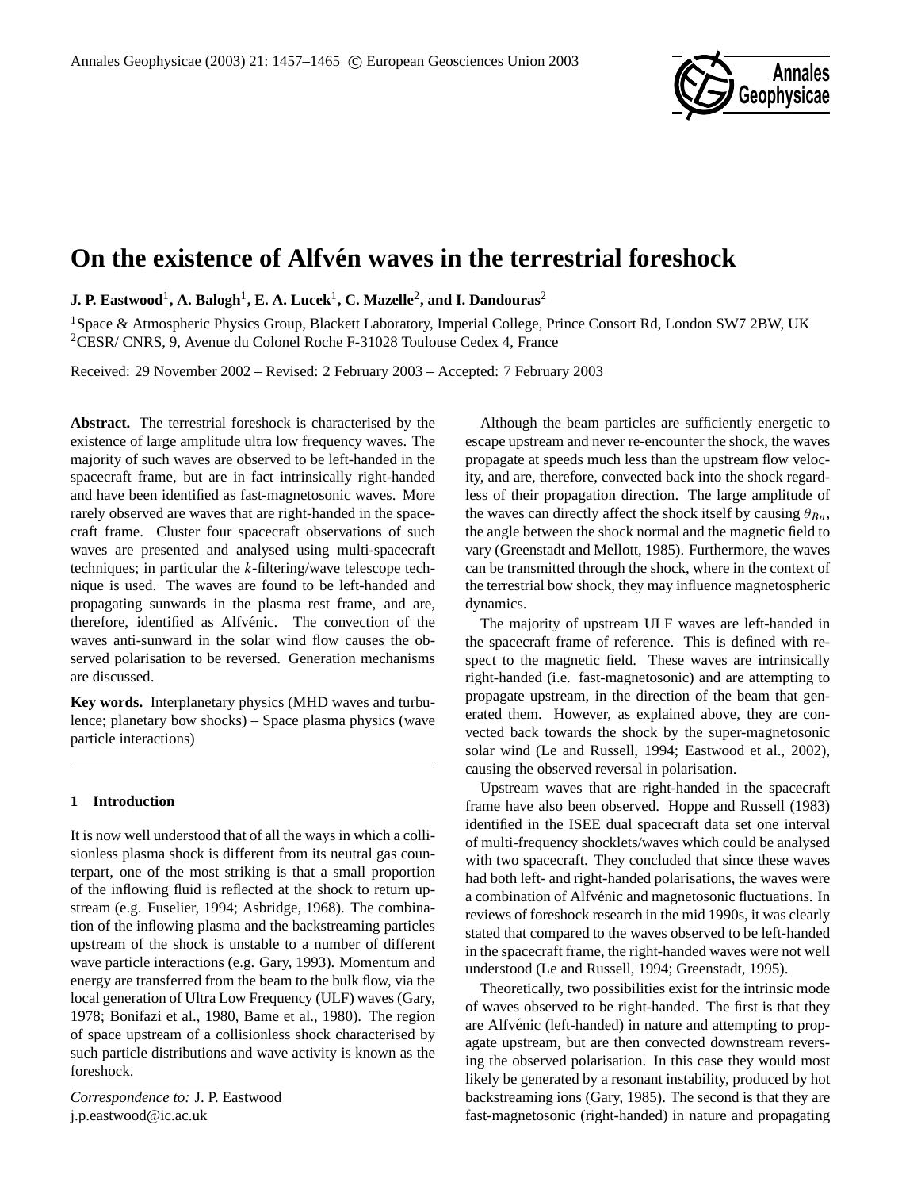# On the existence of Alfvén waves in the terrestrial foreshock

**J. P. Eastwood**[1], **A. Balogh**[1], **E. A. Lucek**[1], **C. Mazelle**[2], **and I. Dandouras**[2]

[1]Space & Atmospheric Physics Group, Blackett Laboratory, Imperial College, Prince Consort Rd, London SW7 2BW, UK
[2]CESR/ CNRS, 9, Avenue du Colonel Roche F-31028 Toulouse Cedex 4, France

Received: 29 November 2002 – Revised: 2 February 2003 – Accepted: 7 February 2003

**Abstract.** The terrestrial foreshock is characterised by the existence of large amplitude ultra low frequency waves. The majority of such waves are observed to be left-handed in the spacecraft frame, but are in fact intrinsically right-handed and have been identified as fast-magnetosonic waves. More rarely observed are waves that are right-handed in the spacecraft frame. Cluster four spacecraft observations of such waves are presented and analysed using multi-spacecraft techniques; in particular the $k$-filtering/wave telescope technique is used. The waves are found to be left-handed and propagating sunwards in the plasma rest frame, and are, therefore, identified as Alfvénic. The convection of the waves anti-sunward in the solar wind flow causes the observed polarisation to be reversed. Generation mechanisms are discussed.

**Key words.** Interplanetary physics (MHD waves and turbulence; planetary bow shocks) – Space plasma physics (wave particle interactions)

## 1 Introduction

It is now well understood that of all the ways in which a collisionless plasma shock is different from its neutral gas counterpart, one of the most striking is that a small proportion of the inflowing fluid is reflected at the shock to return upstream (e.g. Fuselier, 1994; Asbridge, 1968). The combination of the inflowing plasma and the backstreaming particles upstream of the shock is unstable to a number of different wave particle interactions (e.g. Gary, 1993). Momentum and energy are transferred from the beam to the bulk flow, via the local generation of Ultra Low Frequency (ULF) waves (Gary, 1978; Bonifazi et al., 1980, Bame et al., 1980). The region of space upstream of a collisionless shock characterised by such particle distributions and wave activity is known as the foreshock.

Although the beam particles are sufficiently energetic to escape upstream and never re-encounter the shock, the waves propagate at speeds much less than the upstream flow velocity, and are, therefore, convected back into the shock regardless of their propagation direction. The large amplitude of the waves can directly affect the shock itself by causing $\theta_{Bn}$, the angle between the shock normal and the magnetic field to vary (Greenstadt and Mellott, 1985). Furthermore, the waves can be transmitted through the shock, where in the context of the terrestrial bow shock, they may influence magnetospheric dynamics.

The majority of upstream ULF waves are left-handed in the spacecraft frame of reference. This is defined with respect to the magnetic field. These waves are intrinsically right-handed (i.e. fast-magnetosonic) and are attempting to propagate upstream, in the direction of the beam that generated them. However, as explained above, they are convected back towards the shock by the super-magnetosonic solar wind (Le and Russell, 1994; Eastwood et al., 2002), causing the observed reversal in polarisation.

Upstream waves that are right-handed in the spacecraft frame have also been observed. Hoppe and Russell (1983) identified in the ISEE dual spacecraft data set one interval of multi-frequency shocklets/waves which could be analysed with two spacecraft. They concluded that since these waves had both left- and right-handed polarisations, the waves were a combination of Alfvénic and magnetosonic fluctuations. In reviews of foreshock research in the mid 1990s, it was clearly stated that compared to the waves observed to be left-handed in the spacecraft frame, the right-handed waves were not well understood (Le and Russell, 1994; Greenstadt, 1995).

Theoretically, two possibilities exist for the intrinsic mode of waves observed to be right-handed. The first is that they are Alfvénic (left-handed) in nature and attempting to propagate upstream, but are then convected downstream reversing the observed polarisation. In this case they would most likely be generated by a resonant instability, produced by hot backstreaming ions (Gary, 1985). The second is that they are fast-magnetosonic (right-handed) in nature and propagating

*Correspondence to:* J. P. Eastwood
j.p.eastwood@ic.ac.uk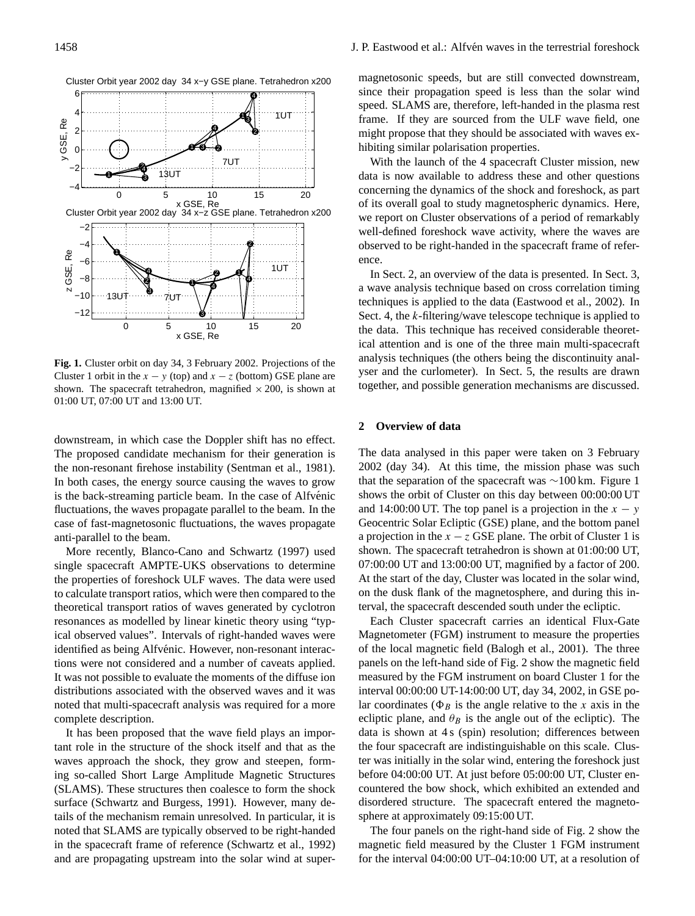Fig. 1. Cluster orbit on day 34, 3 February 2002. Projections of the Cluster 1 orbit in the $x-y$ (top) and $x-z$ (bottom) GSE plane are shown. The spacecraft tetrahedron, magnified $\times 200$, is shown at 01:00 UT, 07:00 UT and 13:00 UT.

downstream, in which case the Doppler shift has no effect. The proposed candidate mechanism for their generation is the non-resonant firehose instability (Sentman et al., 1981). In both cases, the energy source causing the waves to grow is the back-streaming particle beam. In the case of Alfvénic fluctuations, the waves propagate parallel to the beam. In the case of fast-magnetosonic fluctuations, the waves propagate anti-parallel to the beam.

More recently, Blanco-Cano and Schwartz (1997) used single spacecraft AMPTE-UKS observations to determine the properties of foreshock ULF waves. The data were used to calculate transport ratios, which were then compared to the theoretical transport ratios of waves generated by cyclotron resonances as modelled by linear kinetic theory using "typical observed values". Intervals of right-handed waves were identified as being Alfvénic. However, non-resonant interactions were not considered and a number of caveats applied. It was not possible to evaluate the moments of the diffuse ion distributions associated with the observed waves and it was noted that multi-spacecraft analysis was required for a more complete description.

It has been proposed that the wave field plays an important role in the structure of the shock itself and that as the waves approach the shock, they grow and steepen, forming so-called Short Large Amplitude Magnetic Structures (SLAMS). These structures then coalesce to form the shock surface (Schwartz and Burgess, 1991). However, many details of the mechanism remain unresolved. In particular, it is noted that SLAMS are typically observed to be right-handed in the spacecraft frame of reference (Schwartz et al., 1992) and are propagating upstream into the solar wind at super-magnetosonic speeds, but are still convected downstream, since their propagation speed is less than the solar wind speed. SLAMS are, therefore, left-handed in the plasma rest frame. If they are sourced from the ULF wave field, one might propose that they should be associated with waves exhibiting similar polarisation properties.

With the launch of the 4 spacecraft Cluster mission, new data is now available to address these and other questions concerning the dynamics of the shock and foreshock, as part of its overall goal to study magnetospheric dynamics. Here, we report on Cluster observations of a period of remarkably well-defined foreshock wave activity, where the waves are observed to be right-handed in the spacecraft frame of reference.

In Sect. 2, an overview of the data is presented. In Sect. 3, a wave analysis technique based on cross correlation timing techniques is applied to the data (Eastwood et al., 2002). In Sect. 4, the $k$-filtering/wave telescope technique is applied to the data. This technique has received considerable theoretical attention and is one of the three main multi-spacecraft analysis techniques (the others being the discontinuity analyser and the curlometer). In Sect. 5, the results are drawn together, and possible generation mechanisms are discussed.

## 2 Overview of data

The data analysed in this paper were taken on 3 February 2002 (day 34). At this time, the mission phase was such that the separation of the spacecraft was $\sim$100 km. Figure 1 shows the orbit of Cluster on this day between 00:00:00 UT and 14:00:00 UT. The top panel is a projection in the $x-y$ Geocentric Solar Ecliptic (GSE) plane, and the bottom panel a projection in the $x-z$ GSE plane. The orbit of Cluster 1 is shown. The spacecraft tetrahedron is shown at 01:00:00 UT, 07:00:00 UT and 13:00:00 UT, magnified by a factor of 200. At the start of the day, Cluster was located in the solar wind, on the dusk flank of the magnetosphere, and during this interval, the spacecraft descended south under the ecliptic.

Each Cluster spacecraft carries an identical Flux-Gate Magnetometer (FGM) instrument to measure the properties of the local magnetic field (Balogh et al., 2001). The three panels on the left-hand side of Fig. 2 show the magnetic field measured by the FGM instrument on board Cluster 1 for the interval 00:00:00 UT-14:00:00 UT, day 34, 2002, in GSE polar coordinates ($\Phi_B$ is the angle relative to the $x$ axis in the ecliptic plane, and $\theta_B$ is the angle out of the ecliptic). The data is shown at 4 s (spin) resolution; differences between the four spacecraft are indistinguishable on this scale. Cluster was initially in the solar wind, entering the foreshock just before 04:00:00 UT. At just before 05:00:00 UT, Cluster encountered the bow shock, which exhibited an extended and disordered structure. The spacecraft entered the magnetosphere at approximately 09:15:00 UT.

The four panels on the right-hand side of Fig. 2 show the magnetic field measured by the Cluster 1 FGM instrument for the interval 04:00:00 UT–04:10:00 UT, at a resolution of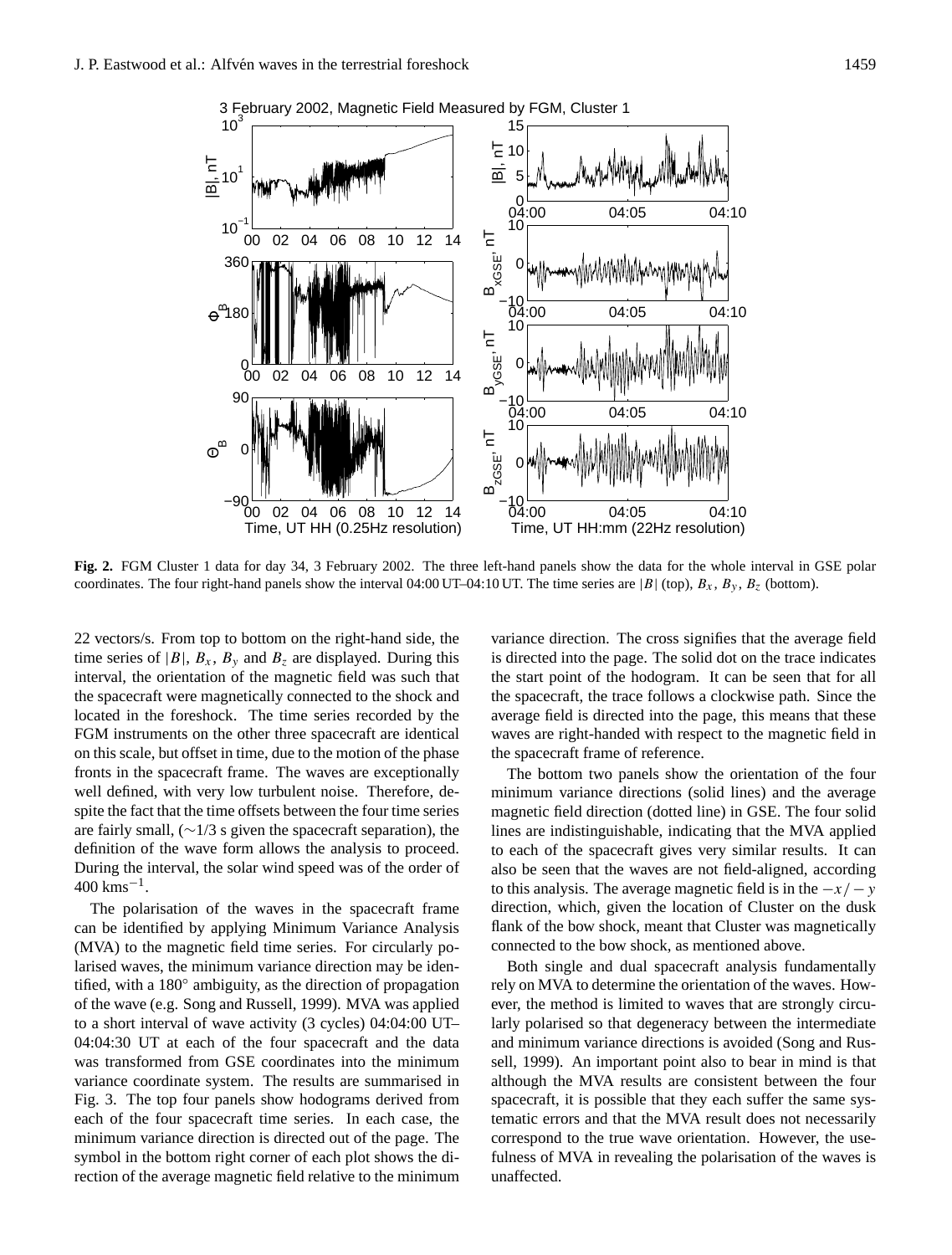**Fig. 2.** FGM Cluster 1 data for day 34, 3 February 2002. The three left-hand panels show the data for the whole interval in GSE polar coordinates. The four right-hand panels show the interval 04:00 UT–04:10 UT. The time series are $|B|$ (top), $B_x$, $B_y$, $B_z$ (bottom).

22 vectors/s. From top to bottom on the right-hand side, the time series of $|B|$, $B_x$, $B_y$ and $B_z$ are displayed. During this interval, the orientation of the magnetic field was such that the spacecraft were magnetically connected to the shock and located in the foreshock. The time series recorded by the FGM instruments on the other three spacecraft are identical on this scale, but offset in time, due to the motion of the phase fronts in the spacecraft frame. The waves are exceptionally well defined, with very low turbulent noise. Therefore, despite the fact that the time offsets between the four time series are fairly small, (~1/3 s given the spacecraft separation), the definition of the wave form allows the analysis to proceed. During the interval, the solar wind speed was of the order of 400 $\mathrm{km s^{-1}}$.

The polarisation of the waves in the spacecraft frame can be identified by applying Minimum Variance Analysis (MVA) to the magnetic field time series. For circularly polarised waves, the minimum variance direction may be identified, with a 180° ambiguity, as the direction of propagation of the wave (e.g. Song and Russell, 1999). MVA was applied to a short interval of wave activity (3 cycles) 04:04:00 UT–04:04:30 UT at each of the four spacecraft and the data was transformed from GSE coordinates into the minimum variance coordinate system. The results are summarised in Fig. 3. The top four panels show hodograms derived from each of the four spacecraft time series. In each case, the minimum variance direction is directed out of the page. The symbol in the bottom right corner of each plot shows the direction of the average magnetic field relative to the minimum variance direction. The cross signifies that the average field is directed into the page. The solid dot on the trace indicates the start point of the hodogram. It can be seen that for all the spacecraft, the trace follows a clockwise path. Since the average field is directed into the page, this means that these waves are right-handed with respect to the magnetic field in the spacecraft frame of reference.

The bottom two panels show the orientation of the four minimum variance directions (solid lines) and the average magnetic field direction (dotted line) in GSE. The four solid lines are indistinguishable, indicating that the MVA applied to each of the spacecraft gives very similar results. It can also be seen that the waves are not field-aligned, according to this analysis. The average magnetic field is in the $-x/-y$ direction, which, given the location of Cluster on the dusk flank of the bow shock, meant that Cluster was magnetically connected to the bow shock, as mentioned above.

Both single and dual spacecraft analysis fundamentally rely on MVA to determine the orientation of the waves. However, the method is limited to waves that are strongly circularly polarised so that degeneracy between the intermediate and minimum variance directions is avoided (Song and Russell, 1999). An important point also to bear in mind is that although the MVA results are consistent between the four spacecraft, it is possible that they each suffer the same systematic errors and that the MVA result does not necessarily correspond to the true wave orientation. However, the usefulness of MVA in revealing the polarisation of the waves is unaffected.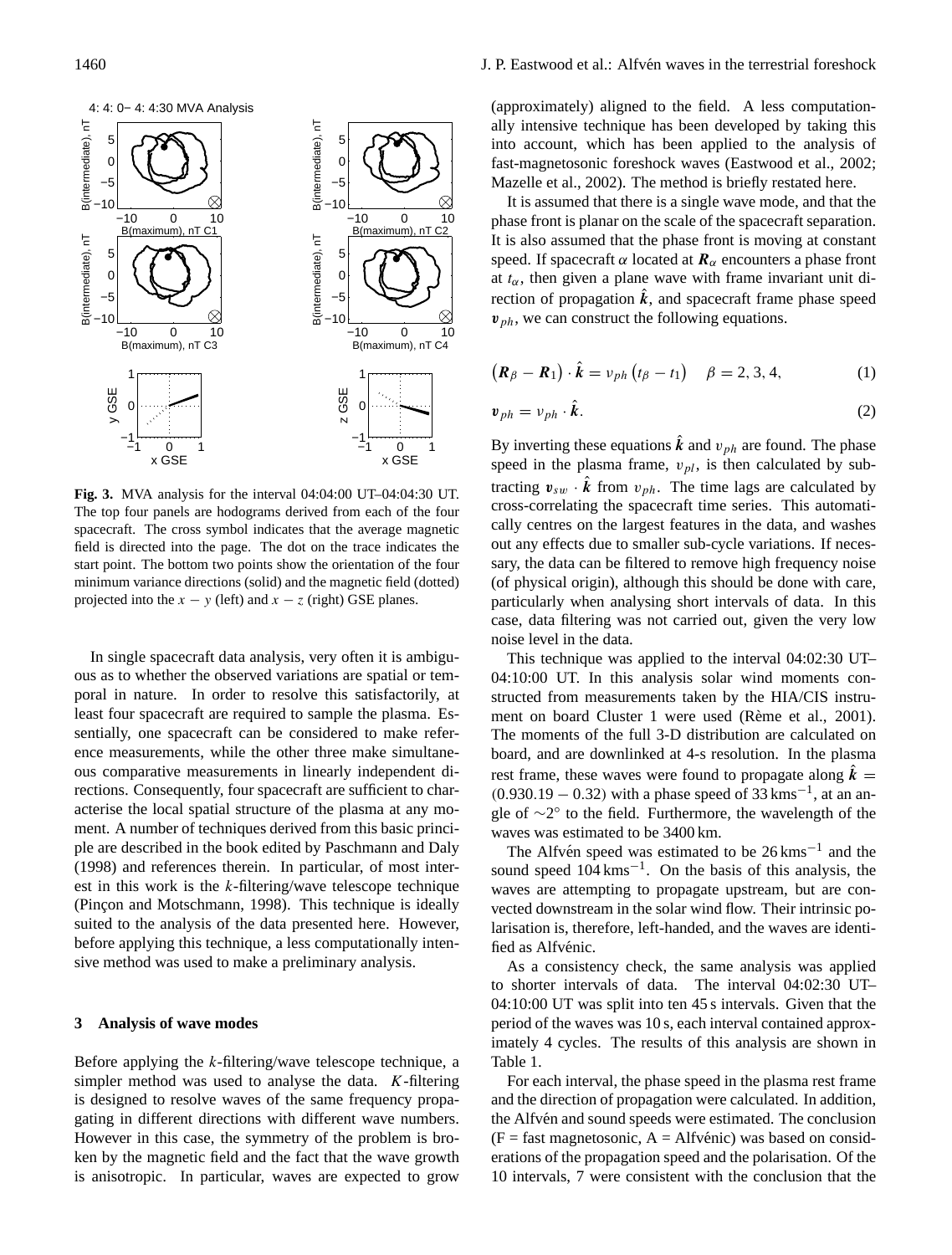Fig. 3. MVA analysis for the interval 04:04:00 UT–04:04:30 UT. The top four panels are hodograms derived from each of the four spacecraft. The cross symbol indicates that the average magnetic field is directed into the page. The dot on the trace indicates the start point. The bottom two points show the orientation of the four minimum variance directions (solid) and the magnetic field (dotted) projected into the $x-y$ (left) and $x-z$ (right) GSE planes.

In single spacecraft data analysis, very often it is ambiguous as to whether the observed variations are spatial or temporal in nature. In order to resolve this satisfactorily, at least four spacecraft are required to sample the plasma. Essentially, one spacecraft can be considered to make reference measurements, while the other three make simultaneous comparative measurements in linearly independent directions. Consequently, four spacecraft are sufficient to characterise the local spatial structure of the plasma at any moment. A number of techniques derived from this basic principle are described in the book edited by Paschmann and Daly (1998) and references therein. In particular, of most interest in this work is the $k$-filtering/wave telescope technique (Pinçon and Motschmann, 1998). This technique is ideally suited to the analysis of the data presented here. However, before applying this technique, a less computationally intensive method was used to make a preliminary analysis.

## 3 Analysis of wave modes

Before applying the $k$-filtering/wave telescope technique, a simpler method was used to analyse the data. $K$-filtering is designed to resolve waves of the same frequency propagating in different directions with different wave numbers. However in this case, the symmetry of the problem is broken by the magnetic field and the fact that the wave growth is anisotropic. In particular, waves are expected to grow (approximately) aligned to the field. A less computationally intensive technique has been developed by taking this into account, which has been applied to the analysis of fast-magnetosonic foreshock waves (Eastwood et al., 2002; Mazelle et al., 2002). The method is briefly restated here.

It is assumed that there is a single wave mode, and that the phase front is planar on the scale of the spacecraft separation. It is also assumed that the phase front is moving at constant speed. If spacecraft $\alpha$ located at $\boldsymbol{R}_\alpha$ encounters a phase front at $t_\alpha$, then given a plane wave with frame invariant unit direction of propagation $\hat{\boldsymbol{k}}$, and spacecraft frame phase speed $\boldsymbol{v}_{ph}$, we can construct the following equations.

$$\left(\boldsymbol{R}_\beta - \boldsymbol{R}_1\right) \cdot \hat{\boldsymbol{k}} = v_{ph}\left(t_\beta - t_1\right) \quad \beta = 2, 3, 4, \tag{1}$$

$$\boldsymbol{v}_{ph} = v_{ph} \cdot \hat{\boldsymbol{k}}. \tag{2}$$

By inverting these equations $\hat{\boldsymbol{k}}$ and $v_{ph}$ are found. The phase speed in the plasma frame, $v_{pl}$, is then calculated by subtracting $\boldsymbol{v}_{sw} \cdot \hat{\boldsymbol{k}}$ from $v_{ph}$. The time lags are calculated by cross-correlating the spacecraft time series. This automatically centres on the largest features in the data, and washes out any effects due to smaller sub-cycle variations. If necessary, the data can be filtered to remove high frequency noise (of physical origin), although this should be done with care, particularly when analysing short intervals of data. In this case, data filtering was not carried out, given the very low noise level in the data.

This technique was applied to the interval 04:02:30 UT–04:10:00 UT. In this analysis solar wind moments constructed from measurements taken by the HIA/CIS instrument on board Cluster 1 were used (Rème et al., 2001). The moments of the full 3-D distribution are calculated on board, and are downlinked at 4-s resolution. In the plasma rest frame, these waves were found to propagate along $\hat{\boldsymbol{k}} = (0.93\,0.19 - 0.32)$ with a phase speed of $33\,\mathrm{kms}^{-1}$, at an angle of $\sim 2^\circ$ to the field. Furthermore, the wavelength of the waves was estimated to be 3400 km.

The Alfvén speed was estimated to be $26\,\mathrm{kms}^{-1}$ and the sound speed $104\,\mathrm{kms}^{-1}$. On the basis of this analysis, the waves are attempting to propagate upstream, but are convected downstream in the solar wind flow. Their intrinsic polarisation is, therefore, left-handed, and the waves are identified as Alfvénic.

As a consistency check, the same analysis was applied to shorter intervals of data. The interval 04:02:30 UT–04:10:00 UT was split into ten 45 s intervals. Given that the period of the waves was 10 s, each interval contained approximately 4 cycles. The results of this analysis are shown in Table 1.

For each interval, the phase speed in the plasma rest frame and the direction of propagation were calculated. In addition, the Alfvén and sound speeds were estimated. The conclusion (F = fast magnetosonic, A = Alfvénic) was based on considerations of the propagation speed and the polarisation. Of the 10 intervals, 7 were consistent with the conclusion that the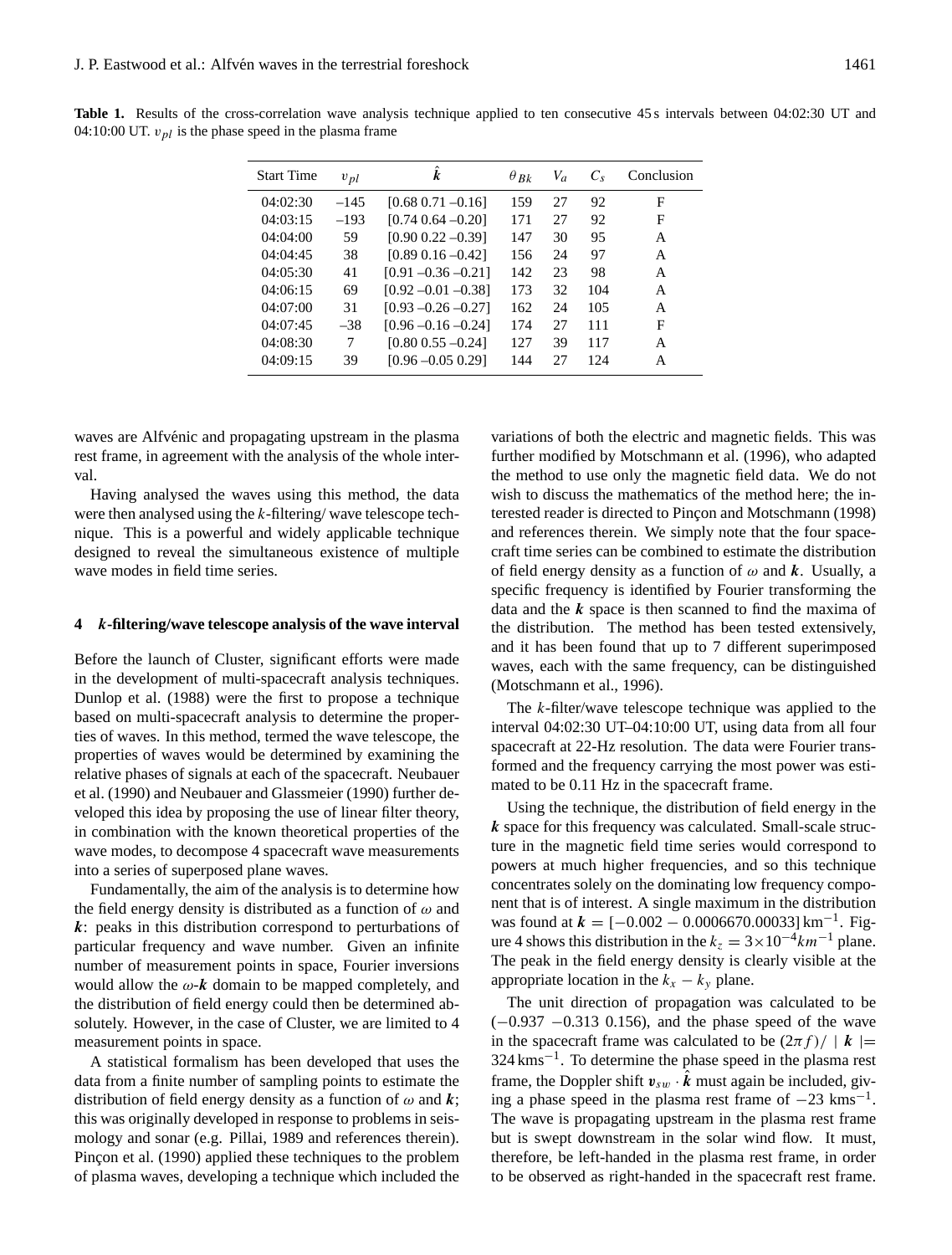**Table 1.** Results of the cross-correlation wave analysis technique applied to ten consecutive 45 s intervals between 04:02:30 UT and 04:10:00 UT. $v_{pl}$ is the phase speed in the plasma frame

| Start Time | $v_{pl}$ | $\hat{\boldsymbol{k}}$ | $\theta_{Bk}$ | $V_a$ | $C_s$ | Conclusion |
|---|---|---|---|---|---|---|
| 04:02:30 | –145 | [0.68 0.71 –0.16] | 159 | 27 | 92 | F |
| 04:03:15 | –193 | [0.74 0.64 –0.20] | 171 | 27 | 92 | F |
| 04:04:00 | 59 | [0.90 0.22 –0.39] | 147 | 30 | 95 | A |
| 04:04:45 | 38 | [0.89 0.16 –0.42] | 156 | 24 | 97 | A |
| 04:05:30 | 41 | [0.91 –0.36 –0.21] | 142 | 23 | 98 | A |
| 04:06:15 | 69 | [0.92 –0.01 –0.38] | 173 | 32 | 104 | A |
| 04:07:00 | 31 | [0.93 –0.26 –0.27] | 162 | 24 | 105 | A |
| 04:07:45 | –38 | [0.96 –0.16 –0.24] | 174 | 27 | 111 | F |
| 04:08:30 | 7 | [0.80 0.55 –0.24] | 127 | 39 | 117 | A |
| 04:09:15 | 39 | [0.96 –0.05 0.29] | 144 | 27 | 124 | A |

waves are Alfvénic and propagating upstream in the plasma rest frame, in agreement with the analysis of the whole interval.

Having analysed the waves using this method, the data were then analysed using the $k$-filtering/ wave telescope technique. This is a powerful and widely applicable technique designed to reveal the simultaneous existence of multiple wave modes in field time series.

## 4 *k*-filtering/wave telescope analysis of the wave interval

Before the launch of Cluster, significant efforts were made in the development of multi-spacecraft analysis techniques. Dunlop et al. (1988) were the first to propose a technique based on multi-spacecraft analysis to determine the properties of waves. In this method, termed the wave telescope, the properties of waves would be determined by examining the relative phases of signals at each of the spacecraft. Neubauer et al. (1990) and Neubauer and Glassmeier (1990) further developed this idea by proposing the use of linear filter theory, in combination with the known theoretical properties of the wave modes, to decompose 4 spacecraft wave measurements into a series of superposed plane waves.

Fundamentally, the aim of the analysis is to determine how the field energy density is distributed as a function of $\omega$ and $\boldsymbol{k}$: peaks in this distribution correspond to perturbations of particular frequency and wave number. Given an infinite number of measurement points in space, Fourier inversions would allow the $\omega$-$\boldsymbol{k}$ domain to be mapped completely, and the distribution of field energy could then be determined absolutely. However, in the case of Cluster, we are limited to 4 measurement points in space.

A statistical formalism has been developed that uses the data from a finite number of sampling points to estimate the distribution of field energy density as a function of $\omega$ and $\boldsymbol{k}$; this was originally developed in response to problems in seismology and sonar (e.g. Pillai, 1989 and references therein). Pinçon et al. (1990) applied these techniques to the problem of plasma waves, developing a technique which included the variations of both the electric and magnetic fields. This was further modified by Motschmann et al. (1996), who adapted the method to use only the magnetic field data. We do not wish to discuss the mathematics of the method here; the interested reader is directed to Pinçon and Motschmann (1998) and references therein. We simply note that the four spacecraft time series can be combined to estimate the distribution of field energy density as a function of $\omega$ and $\boldsymbol{k}$. Usually, a specific frequency is identified by Fourier transforming the data and the $\boldsymbol{k}$ space is then scanned to find the maxima of the distribution. The method has been tested extensively, and it has been found that up to 7 different superimposed waves, each with the same frequency, can be distinguished (Motschmann et al., 1996).

The $k$-filter/wave telescope technique was applied to the interval 04:02:30 UT–04:10:00 UT, using data from all four spacecraft at 22-Hz resolution. The data were Fourier transformed and the frequency carrying the most power was estimated to be 0.11 Hz in the spacecraft frame.

Using the technique, the distribution of field energy in the $\boldsymbol{k}$ space for this frequency was calculated. Small-scale structure in the magnetic field time series would correspond to powers at much higher frequencies, and so this technique concentrates solely on the dominating low frequency component that is of interest. A single maximum in the distribution was found at $\boldsymbol{k} = [-0.002 - 0.0006670.00033]\,\mathrm{km}^{-1}$. Figure 4 shows this distribution in the $k_z = 3\times10^{-4} km^{-1}$ plane. The peak in the field energy density is clearly visible at the appropriate location in the $k_x - k_y$ plane.

The unit direction of propagation was calculated to be $(-0.937\ -0.313\ 0.156)$, and the phase speed of the wave in the spacecraft frame was calculated to be $(2\pi f)/\mid \boldsymbol{k} \mid = 324\,\mathrm{kms}^{-1}$. To determine the phase speed in the plasma rest frame, the Doppler shift $\boldsymbol{v}_{sw} \cdot \hat{\boldsymbol{k}}$ must again be included, giving a phase speed in the plasma rest frame of $-23$ kms$^{-1}$. The wave is propagating upstream in the plasma rest frame but is swept downstream in the solar wind flow. It must, therefore, be left-handed in the plasma rest frame, in order to be observed as right-handed in the spacecraft rest frame.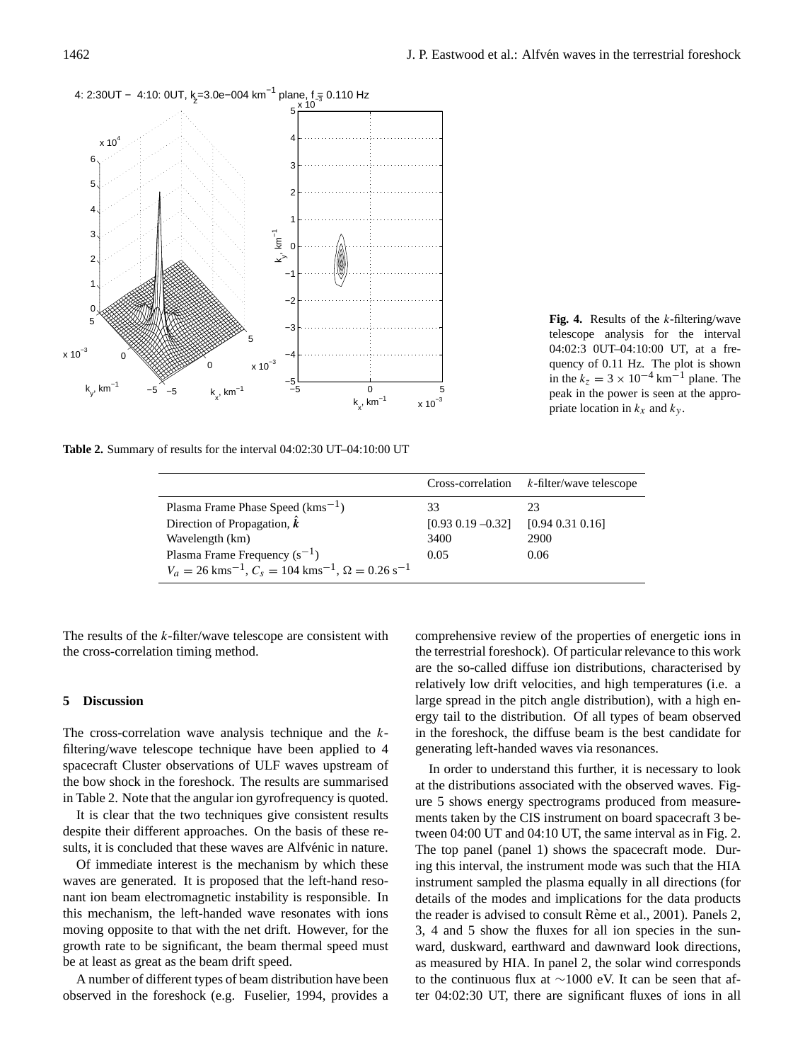**Fig. 4.** Results of the $k$-filtering/wave telescope analysis for the interval 04:02:3 0UT–04:10:00 UT, at a frequency of 0.11 Hz. The plot is shown in the $k_z = 3 \times 10^{-4}\,\mathrm{km}^{-1}$ plane. The peak in the power is seen at the appropriate location in $k_x$ and $k_y$.

**Table 2.** Summary of results for the interval 04:02:30 UT–04:10:00 UT

| | Cross-correlation | $k$-filter/wave telescope |
|---|---|---|
| Plasma Frame Phase Speed ($\mathrm{kms}^{-1}$) | 33 | 23 |
| Direction of Propagation, $\hat{\boldsymbol{k}}$ | [0.93 0.19 –0.32] | [0.94 0.31 0.16] |
| Wavelength (km) | 3400 | 2900 |
| Plasma Frame Frequency ($\mathrm{s}^{-1}$) | 0.05 | 0.06 |
| $V_a = 26\,\mathrm{kms}^{-1}$, $C_s = 104\,\mathrm{kms}^{-1}$, $\Omega = 0.26\,\mathrm{s}^{-1}$ | | |

The results of the $k$-filter/wave telescope are consistent with the cross-correlation timing method.

## 5 Discussion

The cross-correlation wave analysis technique and the $k$-filtering/wave telescope technique have been applied to 4 spacecraft Cluster observations of ULF waves upstream of the bow shock in the foreshock. The results are summarised in Table 2. Note that the angular ion gyrofrequency is quoted.

It is clear that the two techniques give consistent results despite their different approaches. On the basis of these results, it is concluded that these waves are Alfvénic in nature.

Of immediate interest is the mechanism by which these waves are generated. It is proposed that the left-hand resonant ion beam electromagnetic instability is responsible. In this mechanism, the left-handed wave resonates with ions moving opposite to that with the net drift. However, for the growth rate to be significant, the beam thermal speed must be at least as great as the beam drift speed.

A number of different types of beam distribution have been observed in the foreshock (e.g. Fuselier, 1994, provides a comprehensive review of the properties of energetic ions in the terrestrial foreshock). Of particular relevance to this work are the so-called diffuse ion distributions, characterised by relatively low drift velocities, and high temperatures (i.e. a large spread in the pitch angle distribution), with a high energy tail to the distribution. Of all types of beam observed in the foreshock, the diffuse beam is the best candidate for generating left-handed waves via resonances.

In order to understand this further, it is necessary to look at the distributions associated with the observed waves. Figure 5 shows energy spectrograms produced from measurements taken by the CIS instrument on board spacecraft 3 between 04:00 UT and 04:10 UT, the same interval as in Fig. 2. The top panel (panel 1) shows the spacecraft mode. During this interval, the instrument mode was such that the HIA instrument sampled the plasma equally in all directions (for details of the modes and implications for the data products the reader is advised to consult Rème et al., 2001). Panels 2, 3, 4 and 5 show the fluxes for all ion species in the sunward, duskward, earthward and dawnward look directions, as measured by HIA. In panel 2, the solar wind corresponds to the continuous flux at $\sim$1000 eV. It can be seen that after 04:02:30 UT, there are significant fluxes of ions in all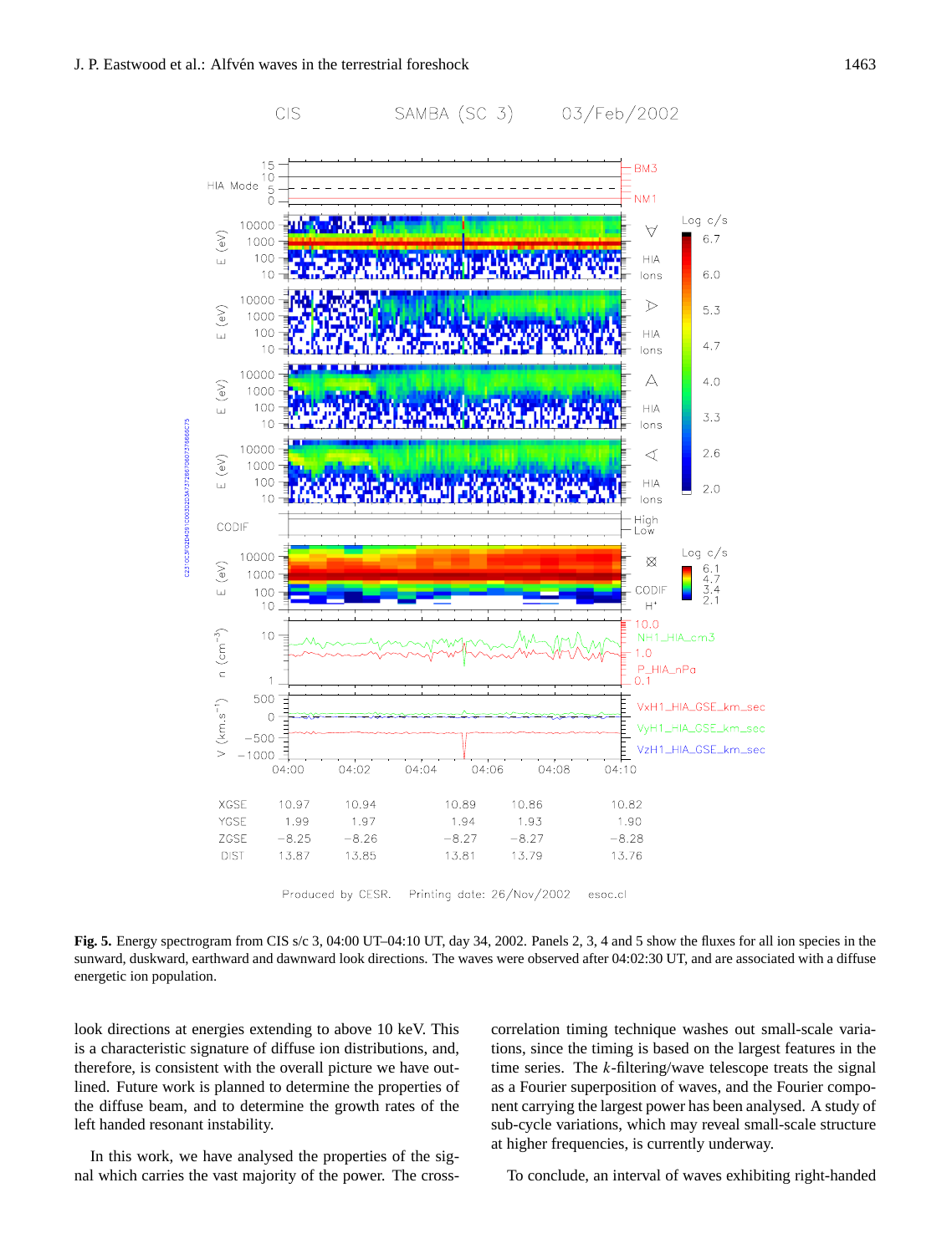**Fig. 5.** Energy spectrogram from CIS s/c 3, 04:00 UT–04:10 UT, day 34, 2002. Panels 2, 3, 4 and 5 show the fluxes for all ion species in the sunward, duskward, earthward and dawnward look directions. The waves were observed after 04:02:30 UT, and are associated with a diffuse energetic ion population.

look directions at energies extending to above 10 keV. This is a characteristic signature of diffuse ion distributions, and, therefore, is consistent with the overall picture we have outlined. Future work is planned to determine the properties of the diffuse beam, and to determine the growth rates of the left handed resonant instability.

In this work, we have analysed the properties of the signal which carries the vast majority of the power. The cross-correlation timing technique washes out small-scale variations, since the timing is based on the largest features in the time series. The *k*-filtering/wave telescope treats the signal as a Fourier superposition of waves, and the Fourier component carrying the largest power has been analysed. A study of sub-cycle variations, which may reveal small-scale structure at higher frequencies, is currently underway.

To conclude, an interval of waves exhibiting right-handed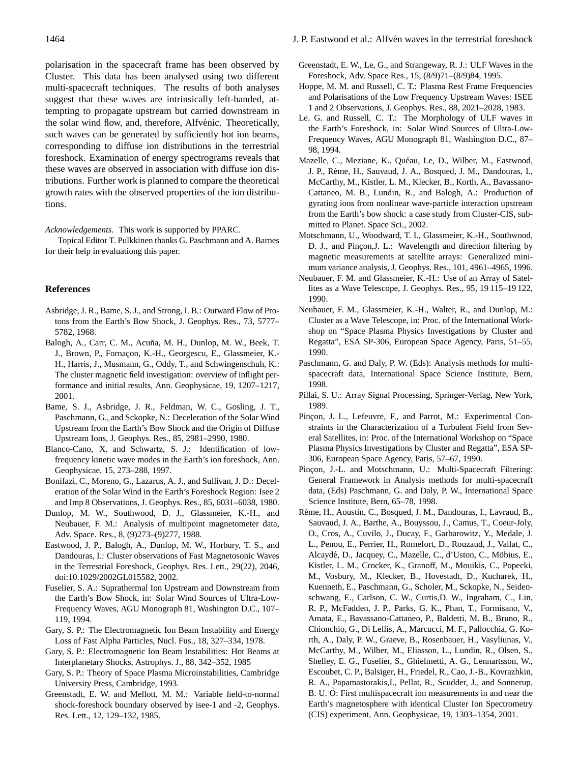polarisation in the spacecraft frame has been observed by Cluster. This data has been analysed using two different multi-spacecraft techniques. The results of both analyses suggest that these waves are intrinsically left-handed, attempting to propagate upstream but carried downstream in the solar wind flow, and, therefore, Alfvénic. Theoretically, such waves can be generated by sufficiently hot ion beams, corresponding to diffuse ion distributions in the terrestrial foreshock. Examination of energy spectrograms reveals that these waves are observed in association with diffuse ion distributions. Further work is planned to compare the theoretical growth rates with the observed properties of the ion distributions.

*Acknowledgements.* This work is supported by PPARC.

Topical Editor T. Pulkkinen thanks G. Paschmann and A. Barnes for their help in evaluationg this paper.

## References

Asbridge, J. R., Bame, S. J., and Strong, I. B.: Outward Flow of Protons from the Earth's Bow Shock, J. Geophys. Res., 73, 5777–5782, 1968.

Balogh, A., Carr, C. M., Acuña, M. H., Dunlop, M. W., Beek, T. J., Brown, P., Fornaçon, K.-H., Georgescu, E., Glassmeier, K.-H., Harris, J., Musmann, G., Oddy, T., and Schwingenschuh, K.: The cluster magnetic field investigation: overview of inflight performance and initial results, Ann. Geophysicae, 19, 1207–1217, 2001.

Bame, S. J., Asbridge, J. R., Feldman, W. C., Gosling, J. T., Paschmann, G., and Sckopke, N.: Deceleration of the Solar Wind Upstream from the Earth's Bow Shock and the Origin of Diffuse Upstream Ions, J. Geophys. Res., 85, 2981–2990, 1980.

Blanco-Cano, X. and Schwartz, S. J.: Identification of low-frequency kinetic wave modes in the Earth's ion foreshock, Ann. Geophysicae, 15, 273–288, 1997.

Bonifazi, C., Moreno, G., Lazarus, A. J., and Sullivan, J. D.: Deceleration of the Solar Wind in the Earth's Foreshock Region: Isee 2 and Imp 8 Observations, J. Geophys. Res., 85, 6031–6038, 1980.

Dunlop, M. W., Southwood, D. J., Glassmeier, K.-H., and Neubauer, F. M.: Analysis of multipoint magnetometer data, Adv. Space. Res., 8, (9)273–(9)277, 1988.

Eastwood, J. P., Balogh, A., Dunlop, M. W., Horbury, T. S., and Dandouras, I.: Cluster observations of Fast Magnetosonic Waves in the Terrestrial Foreshock, Geophys. Res. Lett., 29(22), 2046, doi:10.1029/2002GL015582, 2002.

Fuselier, S. A.: Suprathermal Ion Upstream and Downstream from the Earth's Bow Shock, in: Solar Wind Sources of Ultra-Low-Frequency Waves, AGU Monograph 81, Washington D.C., 107–119, 1994.

Gary, S. P.: The Electromagnetic Ion Beam Instability and Energy Loss of Fast Alpha Particles, Nucl. Fus., 18, 327–334, 1978.

Gary, S. P.: Electromagnetic Ion Beam Instabilities: Hot Beams at Interplanetary Shocks, Astrophys. J., 88, 342–352, 1985

Gary, S. P.: Theory of Space Plasma Microinstabilities, Cambridge University Press, Cambridge, 1993.

Greenstadt, E. W. and Mellott, M. M.: Variable field-to-normal shock-foreshock boundary observed by isee-1 and -2, Geophys. Res. Lett., 12, 129–132, 1985.

Greenstadt, E. W., Le, G., and Strangeway, R. J.: ULF Waves in the Foreshock, Adv. Space Res., 15, (8/9)71–(8/9)84, 1995.

Hoppe, M. M. and Russell, C. T.: Plasma Rest Frame Frequencies and Polarisations of the Low Frequency Upstream Waves: ISEE 1 and 2 Observations, J. Geophys. Res., 88, 2021–2028, 1983.

Le. G. and Russell, C. T.: The Morphology of ULF waves in the Earth's Foreshock, in: Solar Wind Sources of Ultra-Low-Frequency Waves, AGU Monograph 81, Washington D.C., 87–98, 1994.

Mazelle, C., Meziane, K., Quéau, Le, D., Wilber, M., Eastwood, J. P., Rème, H., Sauvaud, J. A., Bosqued, J. M., Dandouras, I., McCarthy, M., Kistler, L. M., Klecker, B., Korth, A., Bavassano-Cattaneo, M. B., Lundin, R., and Balogh, A.: Production of gyrating ions from nonlinear wave-particle interaction upstream from the Earth's bow shock: a case study from Cluster-CIS, submitted to Planet. Space Sci., 2002.

Motschmann, U., Woodward, T. I., Glassmeier, K.-H., Southwood, D. J., and Pinçon,J. L.: Wavelength and direction filtering by magnetic measurements at satellite arrays: Generalized minimum variance analysis, J. Geophys. Res., 101, 4961–4965, 1996.

Neubauer, F. M. and Glassmeier, K.-H.: Use of an Array of Satellites as a Wave Telescope, J. Geophys. Res., 95, 19 115–19 122, 1990.

Neubauer, F. M., Glassmeier, K.-H., Walter, R., and Dunlop, M.: Cluster as a Wave Telescope, in: Proc. of the International Workshop on "Space Plasma Physics Investigations by Cluster and Regatta", ESA SP-306, European Space Agency, Paris, 51–55, 1990.

Paschmann, G. and Daly, P. W. (Eds): Analysis methods for multi-spacecraft data, International Space Science Institute, Bern, 1998.

Pillai, S. U.: Array Signal Processing, Springer-Verlag, New York, 1989.

Pinçon, J. L., Lefeuvre, F., and Parrot, M.: Experimental Constraints in the Characterization of a Turbulent Field from Several Satellites, in: Proc. of the International Workshop on "Space Plasma Physics Investigations by Cluster and Regatta", ESA SP-306, European Space Agency, Paris, 57–67, 1990.

Pinçon, J.-L. and Motschmann, U.: Multi-Spacecraft Filtering: General Framework in Analysis methods for multi-spacecraft data, (Eds) Paschmann, G. and Daly, P. W., International Space Science Institute, Bern, 65–78, 1998.

Rème, H., Aoustin, C., Bosqued, J. M., Dandouras, I., Lavraud, B., Sauvaud, J. A., Barthe, A., Bouyssou, J., Camus, T., Coeur-Joly, O., Cros, A., Cuvilo, J., Ducay, F., Garbarowitz, Y., Medale, J. L., Penou, E., Perrier, H., Romefort, D., Rouzaud, J., Vallat, C., Alcaydé, D., Jacquey, C., Mazelle, C., d'Uston, C., Möbius, E., Kistler, L. M., Crocker, K., Granoff, M., Mouikis, C., Popecki, M., Vosbury, M., Klecker, B., Hovestadt, D., Kucharek, H., Kuenneth, E., Paschmann, G., Scholer, M., Sckopke, N., Seidenschwang, E., Carlson, C. W., Curtis,D. W., Ingraham, C., Lin, R. P., McFadden, J. P., Parks, G. K., Phan, T., Formisano, V., Amata, E., Bavassano-Cattaneo, P., Baldetti, M. B., Bruno, R., Chionchio, G., Di Lellis, A., Marcucci, M. F., Pallocchia, G. Korth, A., Daly, P. W., Graeve, B., Rosenbauer, H., Vasyliunas, V., McCarthy, M., Wilber, M., Eliasson, L., Lundin, R., Olsen, S., Shelley, E. G., Fuselier, S., Ghielmetti, A. G., Lennartsson, W., Escoubet, C. P., Balsiger, H., Friedel, R., Cao, J.-B., Kovrazhkin, R. A., Papamastorakis,I., Pellat, R., Scudder, J., and Sonnerup, B. U. Ö: First multispacecraft ion measurements in and near the Earth's magnetosphere with identical Cluster Ion Spectrometry (CIS) experiment, Ann. Geophysicae, 19, 1303–1354, 2001.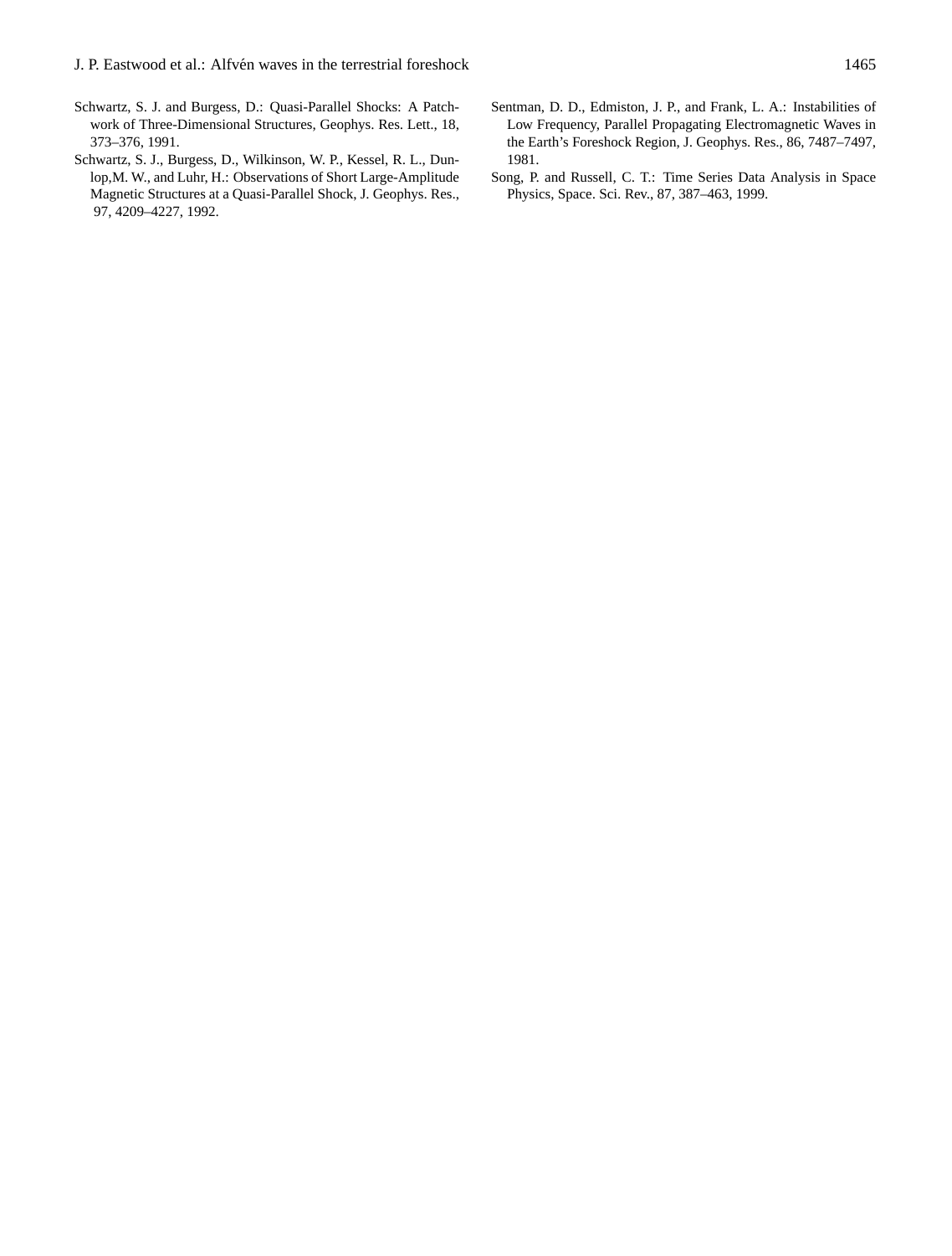Schwartz, S. J. and Burgess, D.: Quasi-Parallel Shocks: A Patchwork of Three-Dimensional Structures, Geophys. Res. Lett., 18, 373–376, 1991.

Schwartz, S. J., Burgess, D., Wilkinson, W. P., Kessel, R. L., Dunlop,M. W., and Luhr, H.: Observations of Short Large-Amplitude Magnetic Structures at a Quasi-Parallel Shock, J. Geophys. Res., 97, 4209–4227, 1992.

Sentman, D. D., Edmiston, J. P., and Frank, L. A.: Instabilities of Low Frequency, Parallel Propagating Electromagnetic Waves in the Earth's Foreshock Region, J. Geophys. Res., 86, 7487–7497, 1981.

Song, P. and Russell, C. T.: Time Series Data Analysis in Space Physics, Space. Sci. Rev., 87, 387–463, 1999.